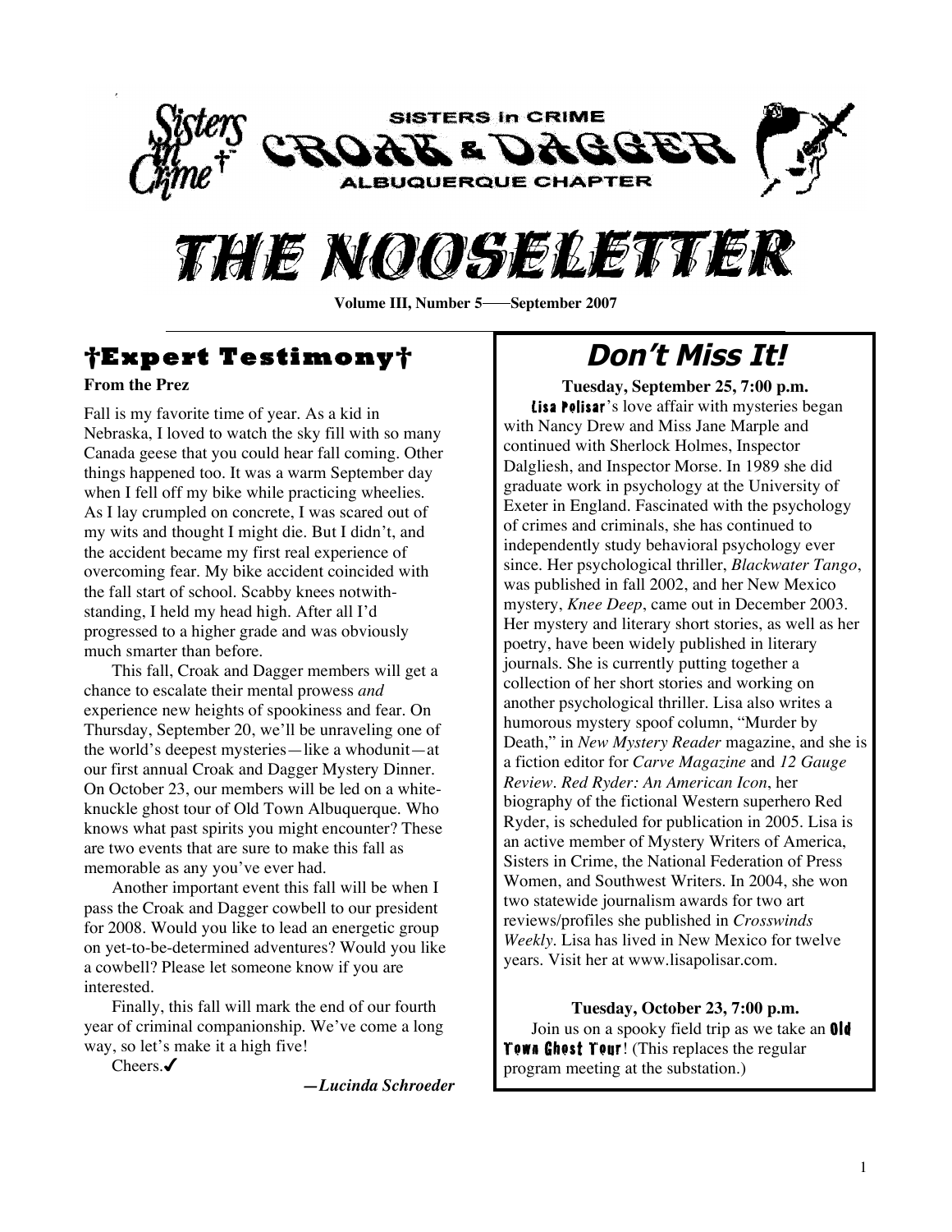SISTERS in CRIME

CROAK & DAGGER

ALBUQUERQUE CHAPTER

# THE NOOSELETTER

**Volume III, Number 5——September 2007**

## †Expert Testimony†

**From the Prez**

Fall is my favorite time of year. As a kid in Nebraska, I loved to watch the sky fill with so many Canada geese that you could hear fall coming. Other things happened too. It was a warm September day when I fell off my bike while practicing wheelies. As I lay crumpled on concrete, I was scared out of my wits and thought I might die. But I didn't, and the accident became my first real experience of overcoming fear. My bike accident coincided with the fall start of school. Scabby knees notwithstanding, I held my head high. After all I'd progressed to a higher grade and was obviously much smarter than before.

This fall, Croak and Dagger members will get a chance to escalate their mental prowess *and* experience new heights of spookiness and fear. On Thursday, September 20, we'll be unraveling one of the world's deepest mysteries—like a whodunit—at our first annual Croak and Dagger Mystery Dinner. On October 23, our members will be led on a white-knuckle ghost tour of Old Town Albuquerque. Who knows what past spirits you might encounter? These are two events that are sure to make this fall as memorable as any you've ever had.

Another important event this fall will be when I pass the Croak and Dagger cowbell to our president for 2008. Would you like to lead an energetic group on yet-to-be-determined adventures? Would you like a cowbell? Please let someone know if you are interested.

Finally, this fall will mark the end of our fourth year of criminal companionship. We've come a long way, so let's make it a high five!

Cheers.✓

***—Lucinda Schroeder***

## Don't Miss It!

**Tuesday, September 25, 7:00 p.m.**

**Lisa Polisar**'s love affair with mysteries began with Nancy Drew and Miss Jane Marple and continued with Sherlock Holmes, Inspector Dalgliesh, and Inspector Morse. In 1989 she did graduate work in psychology at the University of Exeter in England. Fascinated with the psychology of crimes and criminals, she has continued to independently study behavioral psychology ever since. Her psychological thriller, *Blackwater Tango*, was published in fall 2002, and her New Mexico mystery, *Knee Deep*, came out in December 2003. Her mystery and literary short stories, as well as her poetry, have been widely published in literary journals. She is currently putting together a collection of her short stories and working on another psychological thriller. Lisa also writes a humorous mystery spoof column, "Murder by Death," in *New Mystery Reader* magazine, and she is a fiction editor for *Carve Magazine* and *12 Gauge Review*. *Red Ryder: An American Icon*, her biography of the fictional Western superhero Red Ryder, is scheduled for publication in 2005. Lisa is an active member of Mystery Writers of America, Sisters in Crime, the National Federation of Press Women, and Southwest Writers. In 2004, she won two statewide journalism awards for two art reviews/profiles she published in *Crosswinds Weekly*. Lisa has lived in New Mexico for twelve years. Visit her at www.lisapolisar.com.

**Tuesday, October 23, 7:00 p.m.**

Join us on a spooky field trip as we take an **Old Town Ghost Tour**! (This replaces the regular program meeting at the substation.)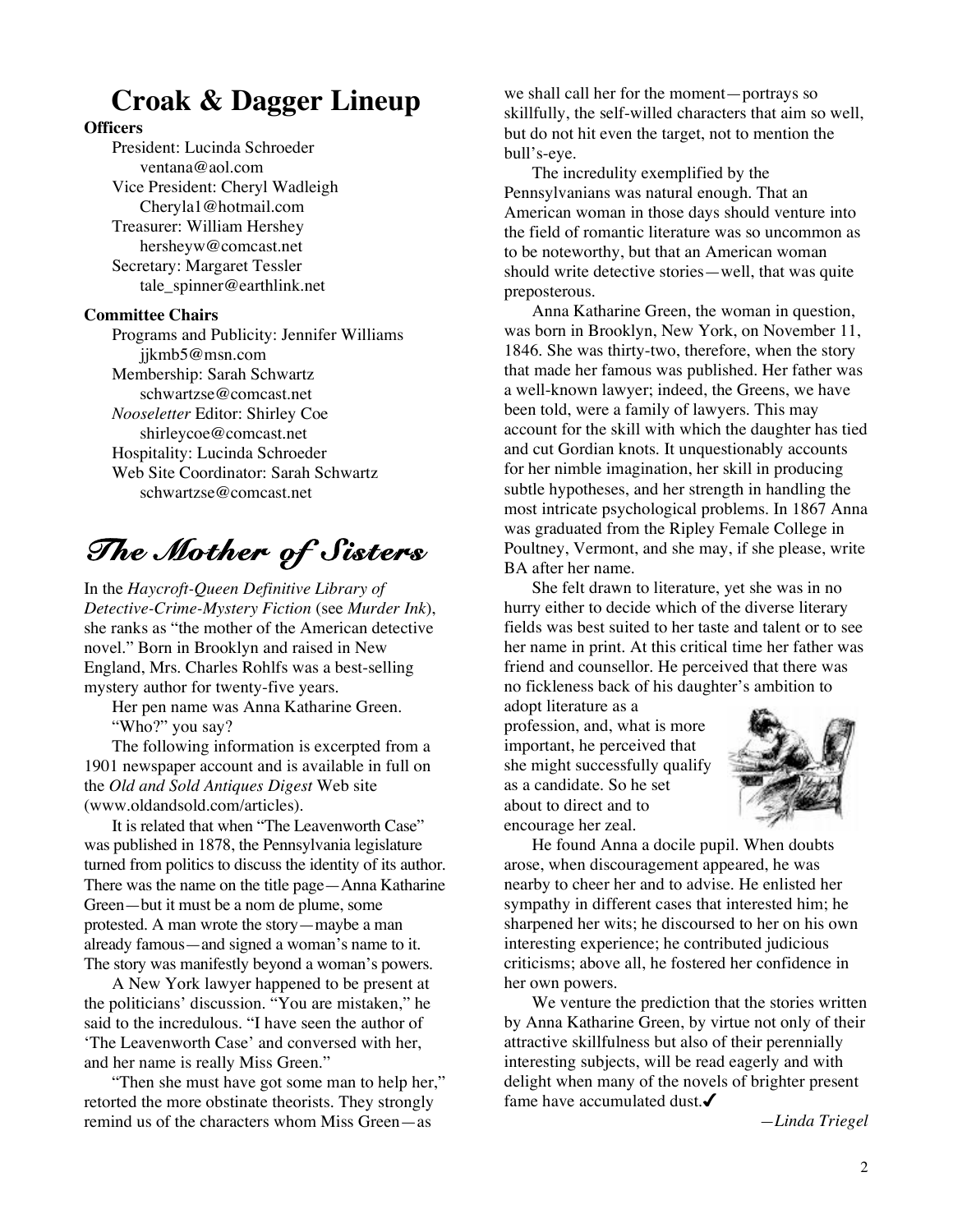# Croak & Dagger Lineup

**Officers**

President: Lucinda Schroeder
ventana@aol.com

Vice President: Cheryl Wadleigh
Cheryla1@hotmail.com

Treasurer: William Hershey
hersheyw@comcast.net

Secretary: Margaret Tessler
tale_spinner@earthlink.net

**Committee Chairs**

Programs and Publicity: Jennifer Williams
jjkmb5@msn.com

Membership: Sarah Schwartz
schwartzse@comcast.net

*Nooseletter* Editor: Shirley Coe
shirleycoe@comcast.net

Hospitality: Lucinda Schroeder

Web Site Coordinator: Sarah Schwartz
schwartzse@comcast.net

# *The Mother of Sisters*

In the *Haycroft-Queen Definitive Library of Detective-Crime-Mystery Fiction* (see *Murder Ink*), she ranks as "the mother of the American detective novel." Born in Brooklyn and raised in New England, Mrs. Charles Rohlfs was a best-selling mystery author for twenty-five years.

Her pen name was Anna Katharine Green.

"Who?" you say?

The following information is excerpted from a 1901 newspaper account and is available in full on the *Old and Sold Antiques Digest* Web site (www.oldandsold.com/articles).

It is related that when "The Leavenworth Case" was published in 1878, the Pennsylvania legislature turned from politics to discuss the identity of its author. There was the name on the title page—Anna Katharine Green—but it must be a nom de plume, some protested. A man wrote the story—maybe a man already famous—and signed a woman's name to it. The story was manifestly beyond a woman's powers.

A New York lawyer happened to be present at the politicians' discussion. "You are mistaken," he said to the incredulous. "I have seen the author of 'The Leavenworth Case' and conversed with her, and her name is really Miss Green."

"Then she must have got some man to help her," retorted the more obstinate theorists. They strongly remind us of the characters whom Miss Green—as we shall call her for the moment—portrays so skillfully, the self-willed characters that aim so well, but do not hit even the target, not to mention the bull's-eye.

The incredulity exemplified by the Pennsylvanians was natural enough. That an American woman in those days should venture into the field of romantic literature was so uncommon as to be noteworthy, but that an American woman should write detective stories—well, that was quite preposterous.

Anna Katharine Green, the woman in question, was born in Brooklyn, New York, on November 11, 1846. She was thirty-two, therefore, when the story that made her famous was published. Her father was a well-known lawyer; indeed, the Greens, we have been told, were a family of lawyers. This may account for the skill with which the daughter has tied and cut Gordian knots. It unquestionably accounts for her nimble imagination, her skill in producing subtle hypotheses, and her strength in handling the most intricate psychological problems. In 1867 Anna was graduated from the Ripley Female College in Poultney, Vermont, and she may, if she please, write BA after her name.

She felt drawn to literature, yet she was in no hurry either to decide which of the diverse literary fields was best suited to her taste and talent or to see her name in print. At this critical time her father was friend and counsellor. He perceived that there was no fickleness back of his daughter's ambition to adopt literature as a profession, and, what is more important, he perceived that she might successfully qualify as a candidate. So he set about to direct and to encourage her zeal.

He found Anna a docile pupil. When doubts arose, when discouragement appeared, he was nearby to cheer her and to advise. He enlisted her sympathy in different cases that interested him; he sharpened her wits; he discoursed to her on his own interesting experience; he contributed judicious criticisms; above all, he fostered her confidence in her own powers.

We venture the prediction that the stories written by Anna Katharine Green, by virtue not only of their attractive skillfulness but also of their perennially interesting subjects, will be read eagerly and with delight when many of the novels of brighter present fame have accumulated dust.✔

*—Linda Triegel*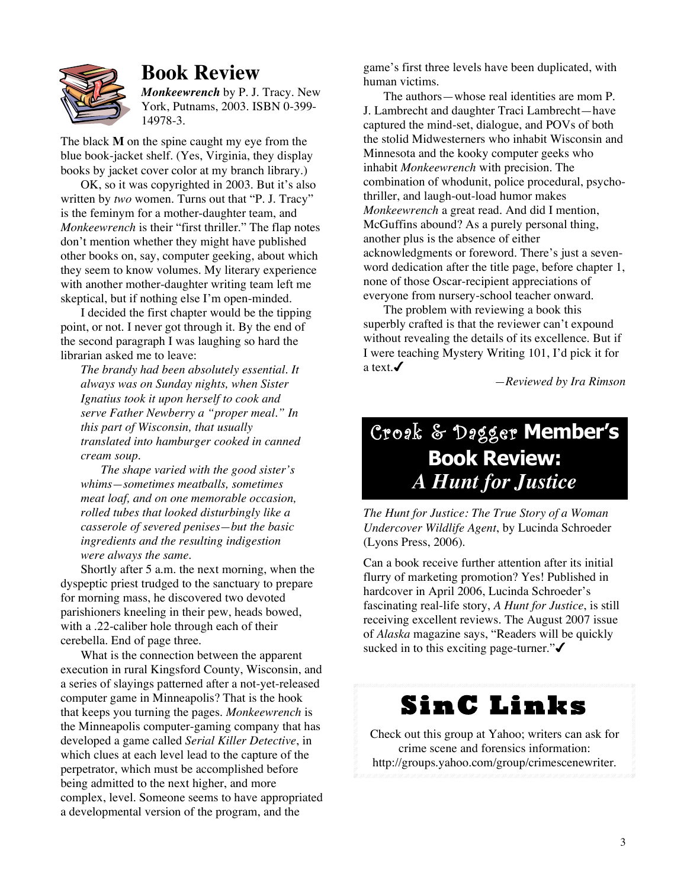# Book Review

***Monkeewrench*** by P. J. Tracy. New York, Putnams, 2003. ISBN 0-399-14978-3.

The black **M** on the spine caught my eye from the blue book-jacket shelf. (Yes, Virginia, they display books by jacket cover color at my branch library.)

OK, so it was copyrighted in 2003. But it's also written by *two* women. Turns out that "P. J. Tracy" is the feminym for a mother-daughter team, and *Monkeewrench* is their "first thriller." The flap notes don't mention whether they might have published other books on, say, computer geeking, about which they seem to know volumes. My literary experience with another mother-daughter writing team left me skeptical, but if nothing else I'm open-minded.

I decided the first chapter would be the tipping point, or not. I never got through it. By the end of the second paragraph I was laughing so hard the librarian asked me to leave:

> *The brandy had been absolutely essential. It always was on Sunday nights, when Sister Ignatius took it upon herself to cook and serve Father Newberry a "proper meal." In this part of Wisconsin, that usually translated into hamburger cooked in canned cream soup.*
>
> *The shape varied with the good sister's whims—sometimes meatballs, sometimes meat loaf, and on one memorable occasion, rolled tubes that looked disturbingly like a casserole of severed penises—but the basic ingredients and the resulting indigestion were always the same.*

Shortly after 5 a.m. the next morning, when the dyspeptic priest trudged to the sanctuary to prepare for morning mass, he discovered two devoted parishioners kneeling in their pew, heads bowed, with a .22-caliber hole through each of their cerebella. End of page three.

What is the connection between the apparent execution in rural Kingsford County, Wisconsin, and a series of slayings patterned after a not-yet-released computer game in Minneapolis? That is the hook that keeps you turning the pages. *Monkeewrench* is the Minneapolis computer-gaming company that has developed a game called *Serial Killer Detective*, in which clues at each level lead to the capture of the perpetrator, which must be accomplished before being admitted to the next higher, and more complex, level. Someone seems to have appropriated a developmental version of the program, and the game's first three levels have been duplicated, with human victims.

The authors—whose real identities are mom P. J. Lambrecht and daughter Traci Lambrecht—have captured the mind-set, dialogue, and POVs of both the stolid Midwesterners who inhabit Wisconsin and Minnesota and the kooky computer geeks who inhabit *Monkeewrench* with precision. The combination of whodunit, police procedural, psycho-thriller, and laugh-out-load humor makes *Monkeewrench* a great read. And did I mention, McGuffins abound? As a purely personal thing, another plus is the absence of either acknowledgments or foreword. There's just a seven-word dedication after the title page, before chapter 1, none of those Oscar-recipient appreciations of everyone from nursery-school teacher onward.

The problem with reviewing a book this superbly crafted is that the reviewer can't expound without revealing the details of its excellence. But if I were teaching Mystery Writing 101, I'd pick it for a text.✔

*—Reviewed by Ira Rimson*

## Croak & Dagger Member's Book Review: *A Hunt for Justice*

*The Hunt for Justice: The True Story of a Woman Undercover Wildlife Agent*, by Lucinda Schroeder (Lyons Press, 2006).

Can a book receive further attention after its initial flurry of marketing promotion? Yes! Published in hardcover in April 2006, Lucinda Schroeder's fascinating real-life story, *A Hunt for Justice*, is still receiving excellent reviews. The August 2007 issue of *Alaska* magazine says, "Readers will be quickly sucked in to this exciting page-turner."✔

## SinC Links

Check out this group at Yahoo; writers can ask for crime scene and forensics information: http://groups.yahoo.com/group/crimescenewriter.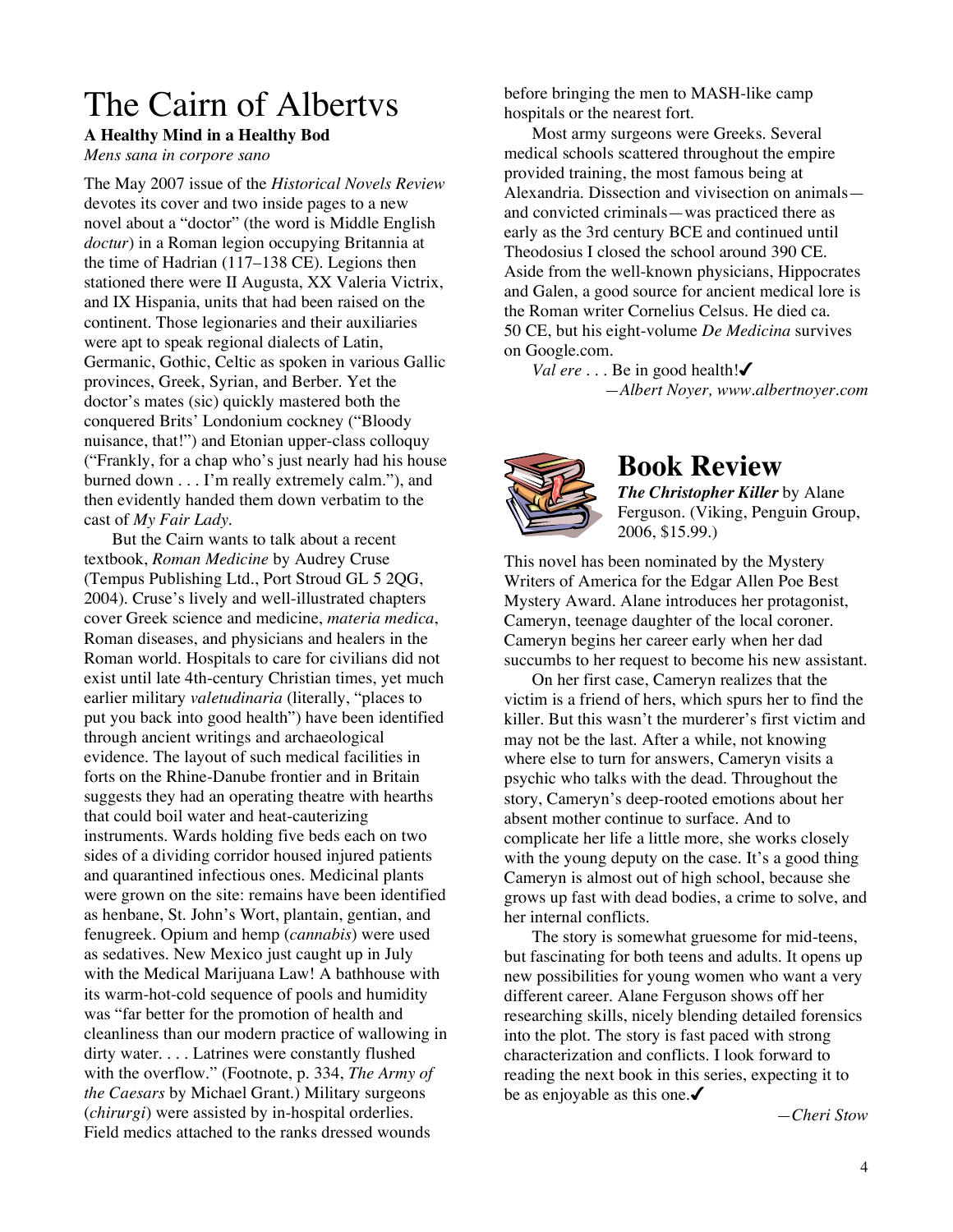# The Cairn of Albertvs

**A Healthy Mind in a Healthy Bod**

*Mens sana in corpore sano*

The May 2007 issue of the *Historical Novels Review* devotes its cover and two inside pages to a new novel about a "doctor" (the word is Middle English *doctur*) in a Roman legion occupying Britannia at the time of Hadrian (117–138 CE). Legions then stationed there were II Augusta, XX Valeria Victrix, and IX Hispania, units that had been raised on the continent. Those legionaries and their auxiliaries were apt to speak regional dialects of Latin, Germanic, Gothic, Celtic as spoken in various Gallic provinces, Greek, Syrian, and Berber. Yet the doctor's mates (sic) quickly mastered both the conquered Brits' Londonium cockney ("Bloody nuisance, that!") and Etonian upper-class colloquy ("Frankly, for a chap who's just nearly had his house burned down . . . I'm really extremely calm."), and then evidently handed them down verbatim to the cast of *My Fair Lady*.

But the Cairn wants to talk about a recent textbook, *Roman Medicine* by Audrey Cruse (Tempus Publishing Ltd., Port Stroud GL 5 2QG, 2004). Cruse's lively and well-illustrated chapters cover Greek science and medicine, *materia medica*, Roman diseases, and physicians and healers in the Roman world. Hospitals to care for civilians did not exist until late 4th-century Christian times, yet much earlier military *valetudinaria* (literally, "places to put you back into good health") have been identified through ancient writings and archaeological evidence. The layout of such medical facilities in forts on the Rhine-Danube frontier and in Britain suggests they had an operating theatre with hearths that could boil water and heat-cauterizing instruments. Wards holding five beds each on two sides of a dividing corridor housed injured patients and quarantined infectious ones. Medicinal plants were grown on the site: remains have been identified as henbane, St. John's Wort, plantain, gentian, and fenugreek. Opium and hemp (*cannabis*) were used as sedatives. New Mexico just caught up in July with the Medical Marijuana Law! A bathhouse with its warm-hot-cold sequence of pools and humidity was "far better for the promotion of health and cleanliness than our modern practice of wallowing in dirty water. . . . Latrines were constantly flushed with the overflow." (Footnote, p. 334, *The Army of the Caesars* by Michael Grant.) Military surgeons (*chirurgi*) were assisted by in-hospital orderlies. Field medics attached to the ranks dressed wounds before bringing the men to MASH-like camp hospitals or the nearest fort.

Most army surgeons were Greeks. Several medical schools scattered throughout the empire provided training, the most famous being at Alexandria. Dissection and vivisection on animals—and convicted criminals—was practiced there as early as the 3rd century BCE and continued until Theodosius I closed the school around 390 CE. Aside from the well-known physicians, Hippocrates and Galen, a good source for ancient medical lore is the Roman writer Cornelius Celsus. He died ca. 50 CE, but his eight-volume *De Medicina* survives on Google.com.

*Val ere* . . . Be in good health!✓

—*Albert Noyer, www.albertnoyer.com*

# Book Review

***The Christopher Killer*** by Alane Ferguson. (Viking, Penguin Group, 2006, $15.99.)

This novel has been nominated by the Mystery Writers of America for the Edgar Allen Poe Best Mystery Award. Alane introduces her protagonist, Cameryn, teenage daughter of the local coroner. Cameryn begins her career early when her dad succumbs to her request to become his new assistant.

On her first case, Cameryn realizes that the victim is a friend of hers, which spurs her to find the killer. But this wasn't the murderer's first victim and may not be the last. After a while, not knowing where else to turn for answers, Cameryn visits a psychic who talks with the dead. Throughout the story, Cameryn's deep-rooted emotions about her absent mother continue to surface. And to complicate her life a little more, she works closely with the young deputy on the case. It's a good thing Cameryn is almost out of high school, because she grows up fast with dead bodies, a crime to solve, and her internal conflicts.

The story is somewhat gruesome for mid-teens, but fascinating for both teens and adults. It opens up new possibilities for young women who want a very different career. Alane Ferguson shows off her researching skills, nicely blending detailed forensics into the plot. The story is fast paced with strong characterization and conflicts. I look forward to reading the next book in this series, expecting it to be as enjoyable as this one.✓

—*Cheri Stow*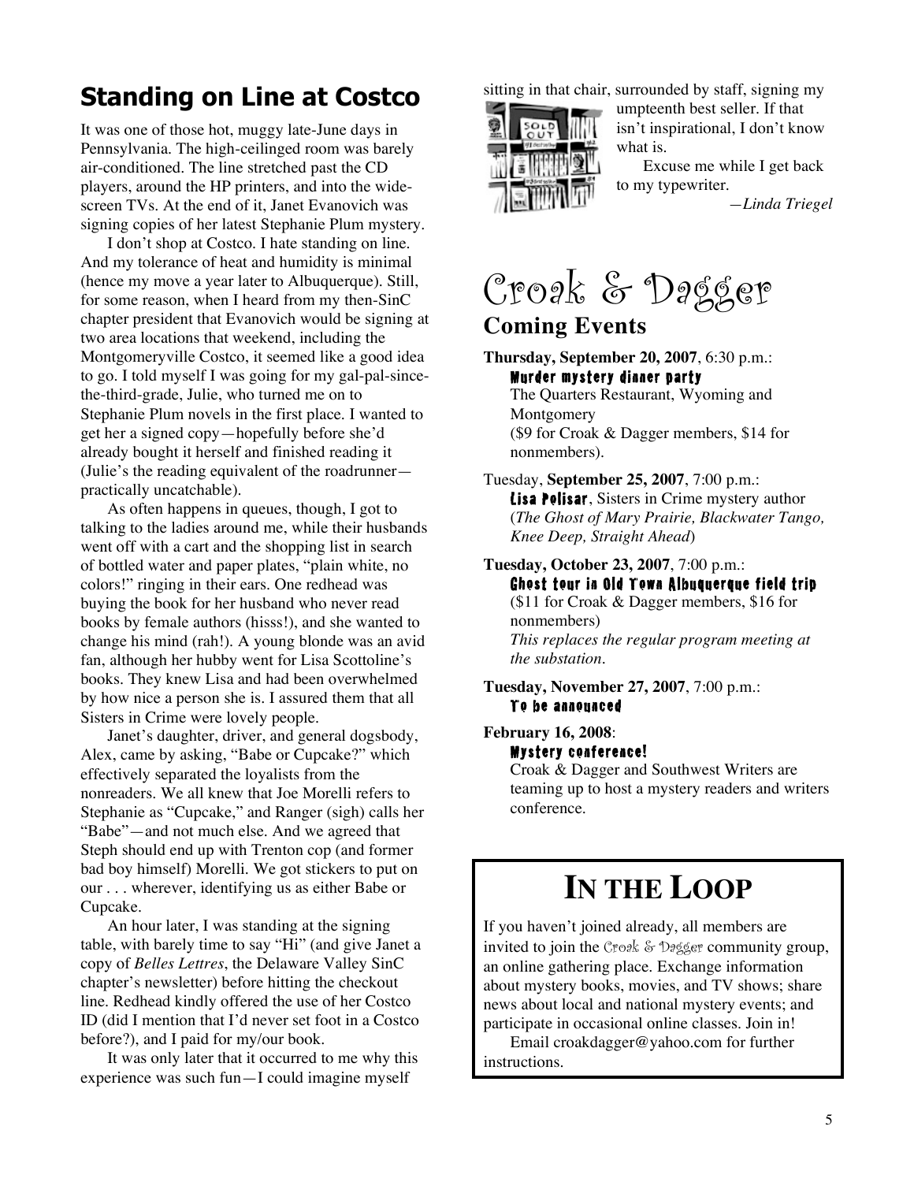## Standing on Line at Costco

It was one of those hot, muggy late-June days in Pennsylvania. The high-ceilinged room was barely air-conditioned. The line stretched past the CD players, around the HP printers, and into the wide-screen TVs. At the end of it, Janet Evanovich was signing copies of her latest Stephanie Plum mystery.

I don't shop at Costco. I hate standing on line. And my tolerance of heat and humidity is minimal (hence my move a year later to Albuquerque). Still, for some reason, when I heard from my then-SinC chapter president that Evanovich would be signing at two area locations that weekend, including the Montgomeryville Costco, it seemed like a good idea to go. I told myself I was going for my gal-pal-since-the-third-grade, Julie, who turned me on to Stephanie Plum novels in the first place. I wanted to get her a signed copy—hopefully before she'd already bought it herself and finished reading it (Julie's the reading equivalent of the roadrunner—practically uncatchable).

As often happens in queues, though, I got to talking to the ladies around me, while their husbands went off with a cart and the shopping list in search of bottled water and paper plates, "plain white, no colors!" ringing in their ears. One redhead was buying the book for her husband who never read books by female authors (hisss!), and she wanted to change his mind (rah!). A young blonde was an avid fan, although her hubby went for Lisa Scottoline's books. They knew Lisa and had been overwhelmed by how nice a person she is. I assured them that all Sisters in Crime were lovely people.

Janet's daughter, driver, and general dogsbody, Alex, came by asking, "Babe or Cupcake?" which effectively separated the loyalists from the nonreaders. We all knew that Joe Morelli refers to Stephanie as "Cupcake," and Ranger (sigh) calls her "Babe"—and not much else. And we agreed that Steph should end up with Trenton cop (and former bad boy himself) Morelli. We got stickers to put on our . . . wherever, identifying us as either Babe or Cupcake.

An hour later, I was standing at the signing table, with barely time to say "Hi" (and give Janet a copy of *Belles Lettres*, the Delaware Valley SinC chapter's newsletter) before hitting the checkout line. Redhead kindly offered the use of her Costco ID (did I mention that I'd never set foot in a Costco before?), and I paid for my/our book.

It was only later that it occurred to me why this experience was such fun—I could imagine myself sitting in that chair, surrounded by staff, signing my umpteenth best seller. If that isn't inspirational, I don't know what is.

Excuse me while I get back to my typewriter.

*—Linda Triegel*

# Croak & Dagger

## Coming Events

**Thursday, September 20, 2007**, 6:30 p.m.:
**Murder mystery dinner party**
The Quarters Restaurant, Wyoming and Montgomery
($9 for Croak & Dagger members, $14 for nonmembers).

Tuesday, **September 25, 2007**, 7:00 p.m.:
**Lisa Polisar**, Sisters in Crime mystery author (*The Ghost of Mary Prairie, Blackwater Tango, Knee Deep, Straight Ahead*)

**Tuesday, October 23, 2007**, 7:00 p.m.:
**Ghost tour in Old Town Albuquerque field trip**
($11 for Croak & Dagger members, $16 for nonmembers)
*This replaces the regular program meeting at the substation.*

**Tuesday, November 27, 2007**, 7:00 p.m.:
**To be announced**

**February 16, 2008**:
**Mystery conference!**
Croak & Dagger and Southwest Writers are teaming up to host a mystery readers and writers conference.

# IN THE LOOP

If you haven't joined already, all members are invited to join the Croak & Dagger community group, an online gathering place. Exchange information about mystery books, movies, and TV shows; share news about local and national mystery events; and participate in occasional online classes. Join in!

Email croakdagger@yahoo.com for further instructions.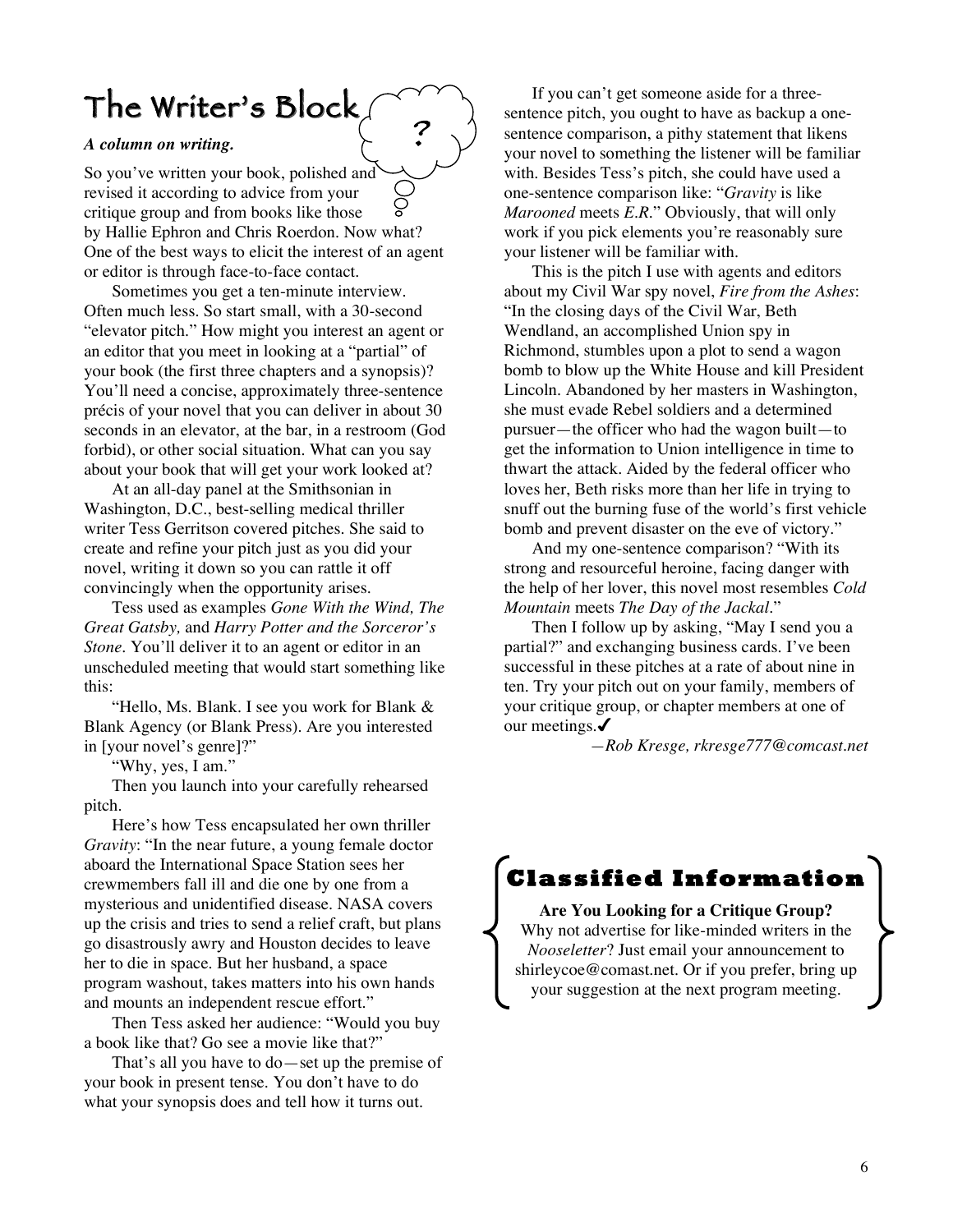# The Writer's Block

***A column on writing.***

So you've written your book, polished and revised it according to advice from your critique group and from books like those by Hallie Ephron and Chris Roerdon. Now what? One of the best ways to elicit the interest of an agent or editor is through face-to-face contact.

Sometimes you get a ten-minute interview. Often much less. So start small, with a 30-second "elevator pitch." How might you interest an agent or an editor that you meet in looking at a "partial" of your book (the first three chapters and a synopsis)? You'll need a concise, approximately three-sentence précis of your novel that you can deliver in about 30 seconds in an elevator, at the bar, in a restroom (God forbid), or other social situation. What can you say about your book that will get your work looked at?

At an all-day panel at the Smithsonian in Washington, D.C., best-selling medical thriller writer Tess Gerritson covered pitches. She said to create and refine your pitch just as you did your novel, writing it down so you can rattle it off convincingly when the opportunity arises.

Tess used as examples *Gone With the Wind, The Great Gatsby,* and *Harry Potter and the Sorceror's Stone*. You'll deliver it to an agent or editor in an unscheduled meeting that would start something like this:

"Hello, Ms. Blank. I see you work for Blank & Blank Agency (or Blank Press). Are you interested in [your novel's genre]?"

"Why, yes, I am."

Then you launch into your carefully rehearsed pitch.

Here's how Tess encapsulated her own thriller *Gravity*: "In the near future, a young female doctor aboard the International Space Station sees her crewmembers fall ill and die one by one from a mysterious and unidentified disease. NASA covers up the crisis and tries to send a relief craft, but plans go disastrously awry and Houston decides to leave her to die in space. But her husband, a space program washout, takes matters into his own hands and mounts an independent rescue effort."

Then Tess asked her audience: "Would you buy a book like that? Go see a movie like that?"

That's all you have to do—set up the premise of your book in present tense. You don't have to do what your synopsis does and tell how it turns out.

If you can't get someone aside for a three-sentence pitch, you ought to have as backup a one-sentence comparison, a pithy statement that likens your novel to something the listener will be familiar with. Besides Tess's pitch, she could have used a one-sentence comparison like: "*Gravity* is like *Marooned* meets *E.R.*" Obviously, that will only work if you pick elements you're reasonably sure your listener will be familiar with.

This is the pitch I use with agents and editors about my Civil War spy novel, *Fire from the Ashes*: "In the closing days of the Civil War, Beth Wendland, an accomplished Union spy in Richmond, stumbles upon a plot to send a wagon bomb to blow up the White House and kill President Lincoln. Abandoned by her masters in Washington, she must evade Rebel soldiers and a determined pursuer—the officer who had the wagon built—to get the information to Union intelligence in time to thwart the attack. Aided by the federal officer who loves her, Beth risks more than her life in trying to snuff out the burning fuse of the world's first vehicle bomb and prevent disaster on the eve of victory."

And my one-sentence comparison? "With its strong and resourceful heroine, facing danger with the help of her lover, this novel most resembles *Cold Mountain* meets *The Day of the Jackal*."

Then I follow up by asking, "May I send you a partial?" and exchanging business cards. I've been successful in these pitches at a rate of about nine in ten. Try your pitch out on your family, members of your critique group, or chapter members at one of our meetings.✔

*—Rob Kresge, rkresge777@comcast.net*

## Classified Information

**Are You Looking for a Critique Group?**
Why not advertise for like-minded writers in the *Nooseletter*? Just email your announcement to shirleycoe@comast.net. Or if you prefer, bring up your suggestion at the next program meeting.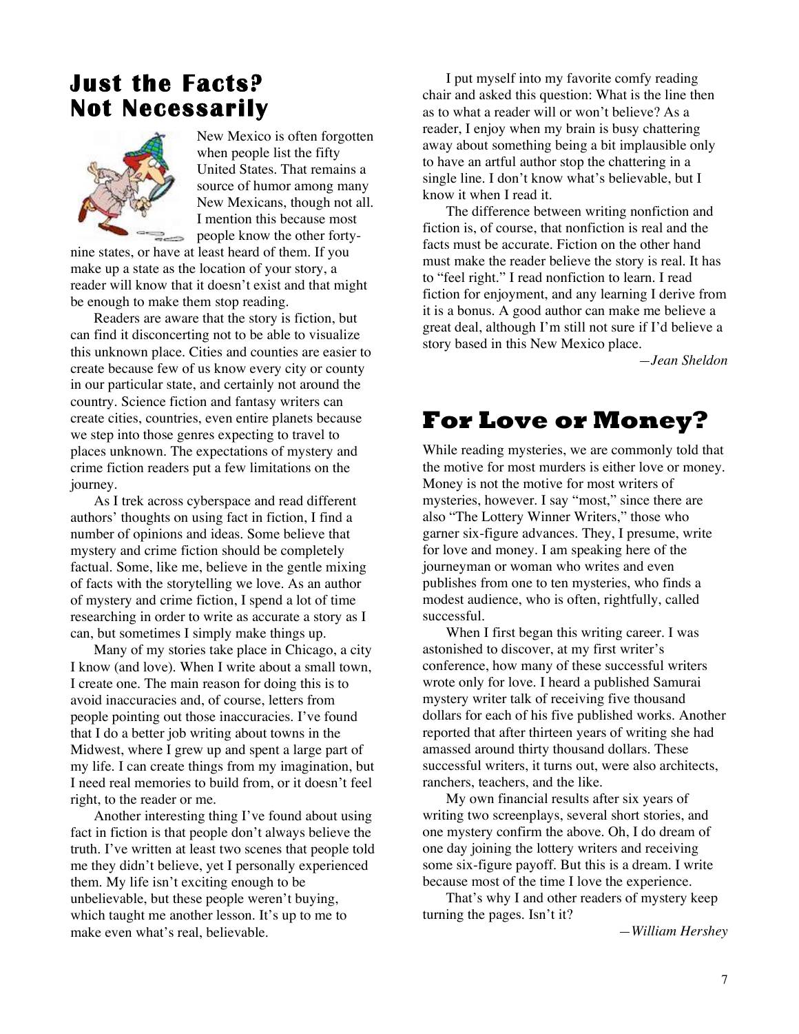# Just the Facts? Not Necessarily

New Mexico is often forgotten when people list the fifty United States. That remains a source of humor among many New Mexicans, though not all. I mention this because most people know the other forty-nine states, or have at least heard of them. If you make up a state as the location of your story, a reader will know that it doesn't exist and that might be enough to make them stop reading.

Readers are aware that the story is fiction, but can find it disconcerting not to be able to visualize this unknown place. Cities and counties are easier to create because few of us know every city or county in our particular state, and certainly not around the country. Science fiction and fantasy writers can create cities, countries, even entire planets because we step into those genres expecting to travel to places unknown. The expectations of mystery and crime fiction readers put a few limitations on the journey.

As I trek across cyberspace and read different authors' thoughts on using fact in fiction, I find a number of opinions and ideas. Some believe that mystery and crime fiction should be completely factual. Some, like me, believe in the gentle mixing of facts with the storytelling we love. As an author of mystery and crime fiction, I spend a lot of time researching in order to write as accurate a story as I can, but sometimes I simply make things up.

Many of my stories take place in Chicago, a city I know (and love). When I write about a small town, I create one. The main reason for doing this is to avoid inaccuracies and, of course, letters from people pointing out those inaccuracies. I've found that I do a better job writing about towns in the Midwest, where I grew up and spent a large part of my life. I can create things from my imagination, but I need real memories to build from, or it doesn't feel right, to the reader or me.

Another interesting thing I've found about using fact in fiction is that people don't always believe the truth. I've written at least two scenes that people told me they didn't believe, yet I personally experienced them. My life isn't exciting enough to be unbelievable, but these people weren't buying, which taught me another lesson. It's up to me to make even what's real, believable.

I put myself into my favorite comfy reading chair and asked this question: What is the line then as to what a reader will or won't believe? As a reader, I enjoy when my brain is busy chattering away about something being a bit implausible only to have an artful author stop the chattering in a single line. I don't know what's believable, but I know it when I read it.

The difference between writing nonfiction and fiction is, of course, that nonfiction is real and the facts must be accurate. Fiction on the other hand must make the reader believe the story is real. It has to "feel right." I read nonfiction to learn. I read fiction for enjoyment, and any learning I derive from it is a bonus. A good author can make me believe a great deal, although I'm still not sure if I'd believe a story based in this New Mexico place.

*—Jean Sheldon*

# For Love or Money?

While reading mysteries, we are commonly told that the motive for most murders is either love or money. Money is not the motive for most writers of mysteries, however. I say "most," since there are also "The Lottery Winner Writers," those who garner six-figure advances. They, I presume, write for love and money. I am speaking here of the journeyman or woman who writes and even publishes from one to ten mysteries, who finds a modest audience, who is often, rightfully, called successful.

When I first began this writing career. I was astonished to discover, at my first writer's conference, how many of these successful writers wrote only for love. I heard a published Samurai mystery writer talk of receiving five thousand dollars for each of his five published works. Another reported that after thirteen years of writing she had amassed around thirty thousand dollars. These successful writers, it turns out, were also architects, ranchers, teachers, and the like.

My own financial results after six years of writing two screenplays, several short stories, and one mystery confirm the above. Oh, I do dream of one day joining the lottery writers and receiving some six-figure payoff. But this is a dream. I write because most of the time I love the experience.

That's why I and other readers of mystery keep turning the pages. Isn't it?

*—William Hershey*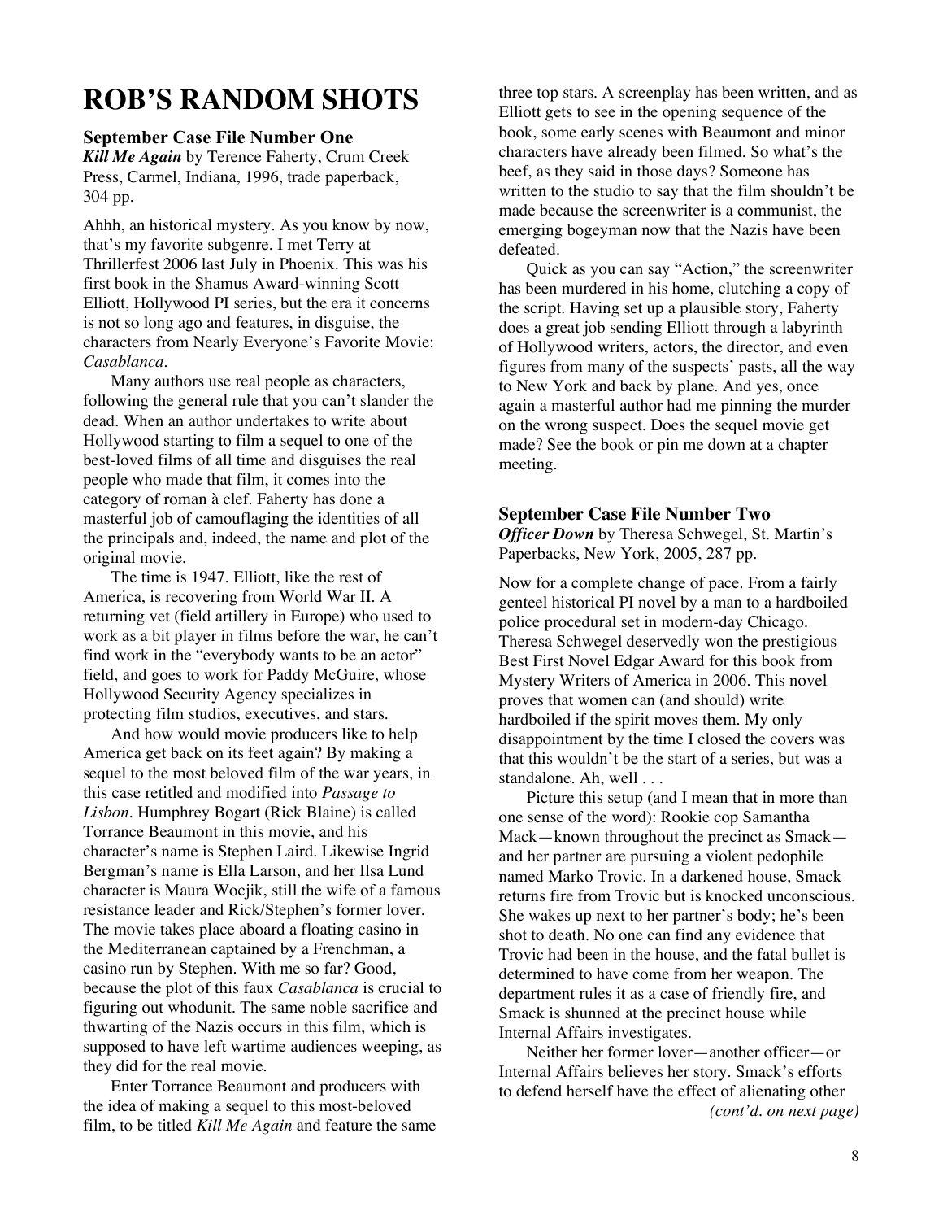# ROB'S RANDOM SHOTS

### September Case File Number One

***Kill Me Again*** by Terence Faherty, Crum Creek Press, Carmel, Indiana, 1996, trade paperback, 304 pp.

Ahhh, an historical mystery. As you know by now, that's my favorite subgenre. I met Terry at Thrillerfest 2006 last July in Phoenix. This was his first book in the Shamus Award-winning Scott Elliott, Hollywood PI series, but the era it concerns is not so long ago and features, in disguise, the characters from Nearly Everyone's Favorite Movie: *Casablanca*.

Many authors use real people as characters, following the general rule that you can't slander the dead. When an author undertakes to write about Hollywood starting to film a sequel to one of the best-loved films of all time and disguises the real people who made that film, it comes into the category of roman à clef. Faherty has done a masterful job of camouflaging the identities of all the principals and, indeed, the name and plot of the original movie.

The time is 1947. Elliott, like the rest of America, is recovering from World War II. A returning vet (field artillery in Europe) who used to work as a bit player in films before the war, he can't find work in the "everybody wants to be an actor" field, and goes to work for Paddy McGuire, whose Hollywood Security Agency specializes in protecting film studios, executives, and stars.

And how would movie producers like to help America get back on its feet again? By making a sequel to the most beloved film of the war years, in this case retitled and modified into *Passage to Lisbon*. Humphrey Bogart (Rick Blaine) is called Torrance Beaumont in this movie, and his character's name is Stephen Laird. Likewise Ingrid Bergman's name is Ella Larson, and her Ilsa Lund character is Maura Wocjik, still the wife of a famous resistance leader and Rick/Stephen's former lover. The movie takes place aboard a floating casino in the Mediterranean captained by a Frenchman, a casino run by Stephen. With me so far? Good, because the plot of this faux *Casablanca* is crucial to figuring out whodunit. The same noble sacrifice and thwarting of the Nazis occurs in this film, which is supposed to have left wartime audiences weeping, as they did for the real movie.

Enter Torrance Beaumont and producers with the idea of making a sequel to this most-beloved film, to be titled *Kill Me Again* and feature the same three top stars. A screenplay has been written, and as Elliott gets to see in the opening sequence of the book, some early scenes with Beaumont and minor characters have already been filmed. So what's the beef, as they said in those days? Someone has written to the studio to say that the film shouldn't be made because the screenwriter is a communist, the emerging bogeyman now that the Nazis have been defeated.

Quick as you can say "Action," the screenwriter has been murdered in his home, clutching a copy of the script. Having set up a plausible story, Faherty does a great job sending Elliott through a labyrinth of Hollywood writers, actors, the director, and even figures from many of the suspects' pasts, all the way to New York and back by plane. And yes, once again a masterful author had me pinning the murder on the wrong suspect. Does the sequel movie get made? See the book or pin me down at a chapter meeting.

### September Case File Number Two

***Officer Down*** by Theresa Schwegel, St. Martin's Paperbacks, New York, 2005, 287 pp.

Now for a complete change of pace. From a fairly genteel historical PI novel by a man to a hardboiled police procedural set in modern-day Chicago. Theresa Schwegel deservedly won the prestigious Best First Novel Edgar Award for this book from Mystery Writers of America in 2006. This novel proves that women can (and should) write hardboiled if the spirit moves them. My only disappointment by the time I closed the covers was that this wouldn't be the start of a series, but was a standalone. Ah, well . . .

Picture this setup (and I mean that in more than one sense of the word): Rookie cop Samantha Mack—known throughout the precinct as Smack—and her partner are pursuing a violent pedophile named Marko Trovic. In a darkened house, Smack returns fire from Trovic but is knocked unconscious. She wakes up next to her partner's body; he's been shot to death. No one can find any evidence that Trovic had been in the house, and the fatal bullet is determined to have come from her weapon. The department rules it as a case of friendly fire, and Smack is shunned at the precinct house while Internal Affairs investigates.

Neither her former lover—another officer—or Internal Affairs believes her story. Smack's efforts to defend herself have the effect of alienating other

*(cont'd. on next page)*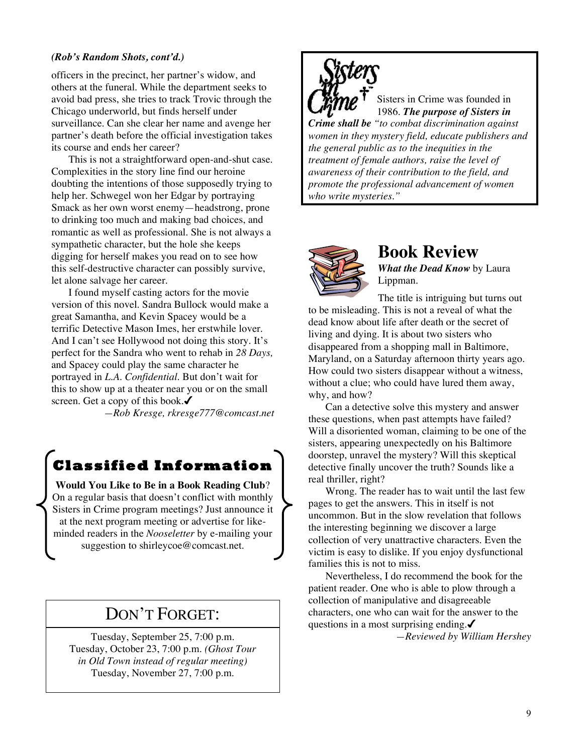*(Rob's Random Shots, cont'd.)*

officers in the precinct, her partner's widow, and others at the funeral. While the department seeks to avoid bad press, she tries to track Trovic through the Chicago underworld, but finds herself under surveillance. Can she clear her name and avenge her partner's death before the official investigation takes its course and ends her career?

This is not a straightforward open-and-shut case. Complexities in the story line find our heroine doubting the intentions of those supposedly trying to help her. Schwegel won her Edgar by portraying Smack as her own worst enemy—headstrong, prone to drinking too much and making bad choices, and romantic as well as professional. She is not always a sympathetic character, but the hole she keeps digging for herself makes you read on to see how this self-destructive character can possibly survive, let alone salvage her career.

I found myself casting actors for the movie version of this novel. Sandra Bullock would make a great Samantha, and Kevin Spacey would be a terrific Detective Mason Imes, her erstwhile lover. And I can't see Hollywood not doing this story. It's perfect for the Sandra who went to rehab in *28 Days,* and Spacey could play the same character he portrayed in *L.A. Confidential.* But don't wait for this to show up at a theater near you or on the small screen. Get a copy of this book.✔

*—Rob Kresge, rkresge777@comcast.net*

## Classified Information

**Would You Like to Be in a Book Reading Club**? On a regular basis that doesn't conflict with monthly Sisters in Crime program meetings? Just announce it at the next program meeting or advertise for like-minded readers in the *Nooseletter* by e-mailing your suggestion to shirleycoe@comcast.net.

## DON'T FORGET:

Tuesday, September 25, 7:00 p.m.
Tuesday, October 23, 7:00 p.m. *(Ghost Tour in Old Town instead of regular meeting)*
Tuesday, November 27, 7:00 p.m.

---

Sisters in Crime

Sisters in Crime was founded in 1986. ***The purpose of Sisters in Crime shall be*** *"to combat discrimination against women in they mystery field, educate publishers and the general public as to the inequities in the treatment of female authors, raise the level of awareness of their contribution to the field, and promote the professional advancement of women who write mysteries."*

## Book Review

***What the Dead Know*** by Laura Lippman.

The title is intriguing but turns out to be misleading. This is not a reveal of what the dead know about life after death or the secret of living and dying. It is about two sisters who disappeared from a shopping mall in Baltimore, Maryland, on a Saturday afternoon thirty years ago. How could two sisters disappear without a witness, without a clue; who could have lured them away, why, and how?

Can a detective solve this mystery and answer these questions, when past attempts have failed? Will a disoriented woman, claiming to be one of the sisters, appearing unexpectedly on his Baltimore doorstep, unravel the mystery? Will this skeptical detective finally uncover the truth? Sounds like a real thriller, right?

Wrong. The reader has to wait until the last few pages to get the answers. This in itself is not uncommon. But in the slow revelation that follows the interesting beginning we discover a large collection of very unattractive characters. Even the victim is easy to dislike. If you enjoy dysfunctional families this is not to miss.

Nevertheless, I do recommend the book for the patient reader. One who is able to plow through a collection of manipulative and disagreeable characters, one who can wait for the answer to the questions in a most surprising ending.✔

*—Reviewed by William Hershey*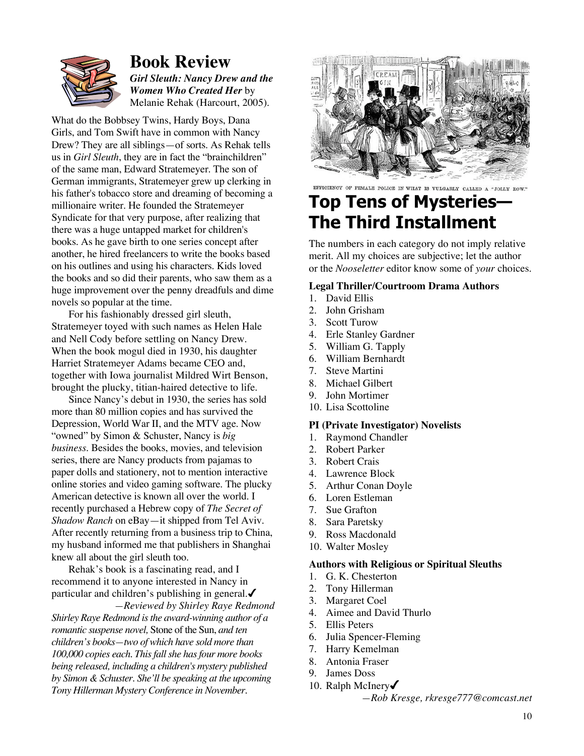# Book Review

***Girl Sleuth: Nancy Drew and the Women Who Created Her*** by Melanie Rehak (Harcourt, 2005).

What do the Bobbsey Twins, Hardy Boys, Dana Girls, and Tom Swift have in common with Nancy Drew? They are all siblings—of sorts. As Rehak tells us in *Girl Sleuth*, they are in fact the "brainchildren" of the same man, Edward Stratemeyer. The son of German immigrants, Stratemeyer grew up clerking in his father's tobacco store and dreaming of becoming a millionaire writer. He founded the Stratemeyer Syndicate for that very purpose, after realizing that there was a huge untapped market for children's books. As he gave birth to one series concept after another, he hired freelancers to write the books based on his outlines and using his characters. Kids loved the books and so did their parents, who saw them as a huge improvement over the penny dreadfuls and dime novels so popular at the time.

For his fashionably dressed girl sleuth, Stratemeyer toyed with such names as Helen Hale and Nell Cody before settling on Nancy Drew. When the book mogul died in 1930, his daughter Harriet Stratemeyer Adams became CEO and, together with Iowa journalist Mildred Wirt Benson, brought the plucky, titian-haired detective to life.

Since Nancy's debut in 1930, the series has sold more than 80 million copies and has survived the Depression, World War II, and the MTV age. Now "owned" by Simon & Schuster, Nancy is *big business*. Besides the books, movies, and television series, there are Nancy products from pajamas to paper dolls and stationery, not to mention interactive online stories and video gaming software. The plucky American detective is known all over the world. I recently purchased a Hebrew copy of *The Secret of Shadow Ranch* on eBay—it shipped from Tel Aviv. After recently returning from a business trip to China, my husband informed me that publishers in Shanghai knew all about the girl sleuth too.

Rehak's book is a fascinating read, and I recommend it to anyone interested in Nancy in particular and children's publishing in general.✔

*—Reviewed by Shirley Raye Redmond*

*Shirley Raye Redmond is the award-winning author of a romantic suspense novel,* Stone of the Sun, *and ten children's books—two of which have sold more than 100,000 copies each. This fall she has four more books being released, including a children's mystery published by Simon & Schuster. She'll be speaking at the upcoming Tony Hillerman Mystery Conference in November.*

EFFICIENCY OF FEMALE POLICE IN WHAT IS VULGARLY CALLED A "JOLLY ROW."

# Top Tens of Mysteries—The Third Installment

The numbers in each category do not imply relative merit. All my choices are subjective; let the author or the *Nooseletter* editor know some of *your* choices.

**Legal Thriller/Courtroom Drama Authors**

1. David Ellis
2. John Grisham
3. Scott Turow
4. Erle Stanley Gardner
5. William G. Tapply
6. William Bernhardt
7. Steve Martini
8. Michael Gilbert
9. John Mortimer
10. Lisa Scottoline

**PI (Private Investigator) Novelists**

1. Raymond Chandler
2. Robert Parker
3. Robert Crais
4. Lawrence Block
5. Arthur Conan Doyle
6. Loren Estleman
7. Sue Grafton
8. Sara Paretsky
9. Ross Macdonald
10. Walter Mosley

**Authors with Religious or Spiritual Sleuths**

1. G. K. Chesterton
2. Tony Hillerman
3. Margaret Coel
4. Aimee and David Thurlo
5. Ellis Peters
6. Julia Spencer-Fleming
7. Harry Kemelman
8. Antonia Fraser
9. James Doss
10. Ralph McInery✔

*—Rob Kresge, rkresge777@comcast.net*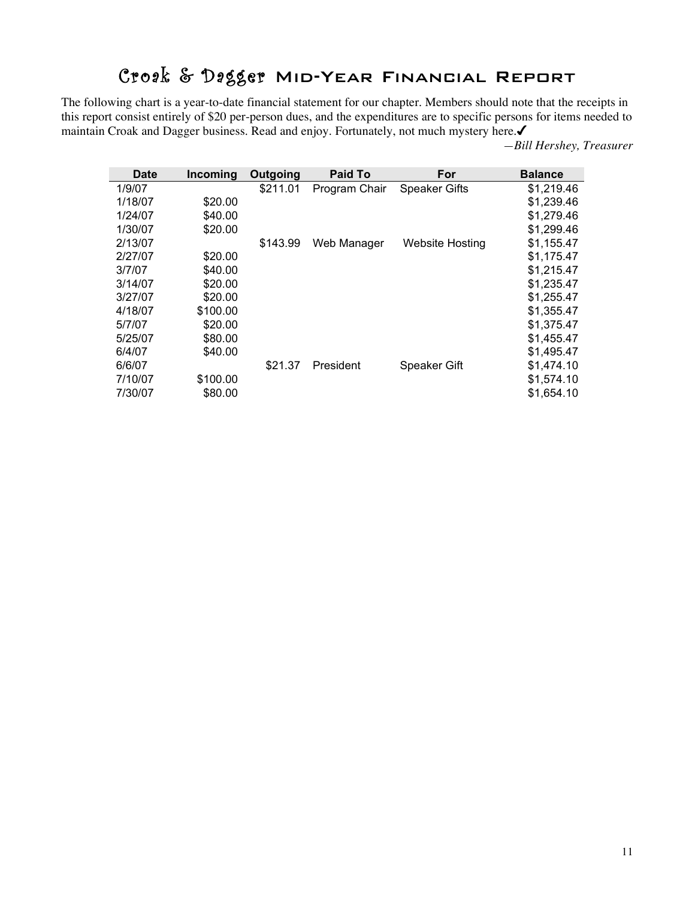# Croak & Dagger Mid-Year Financial Report

The following chart is a year-to-date financial statement for our chapter. Members should note that the receipts in this report consist entirely of $20 per-person dues, and the expenditures are to specific persons for items needed to maintain Croak and Dagger business. Read and enjoy. Fortunately, not much mystery here.✔

*—Bill Hershey, Treasurer*

| Date | Incoming | Outgoing | Paid To | For | Balance |
|---|---|---|---|---|---|
| 1/9/07 | | $211.01 | Program Chair | Speaker Gifts | $1,219.46 |
| 1/18/07 | $20.00 | | | | $1,239.46 |
| 1/24/07 | $40.00 | | | | $1,279.46 |
| 1/30/07 | $20.00 | | | | $1,299.46 |
| 2/13/07 | | $143.99 | Web Manager | Website Hosting | $1,155.47 |
| 2/27/07 | $20.00 | | | | $1,175.47 |
| 3/7/07 | $40.00 | | | | $1,215.47 |
| 3/14/07 | $20.00 | | | | $1,235.47 |
| 3/27/07 | $20.00 | | | | $1,255.47 |
| 4/18/07 | $100.00 | | | | $1,355.47 |
| 5/7/07 | $20.00 | | | | $1,375.47 |
| 5/25/07 | $80.00 | | | | $1,455.47 |
| 6/4/07 | $40.00 | | | | $1,495.47 |
| 6/6/07 | | $21.37 | President | Speaker Gift | $1,474.10 |
| 7/10/07 | $100.00 | | | | $1,574.10 |
| 7/30/07 | $80.00 | | | | $1,654.10 |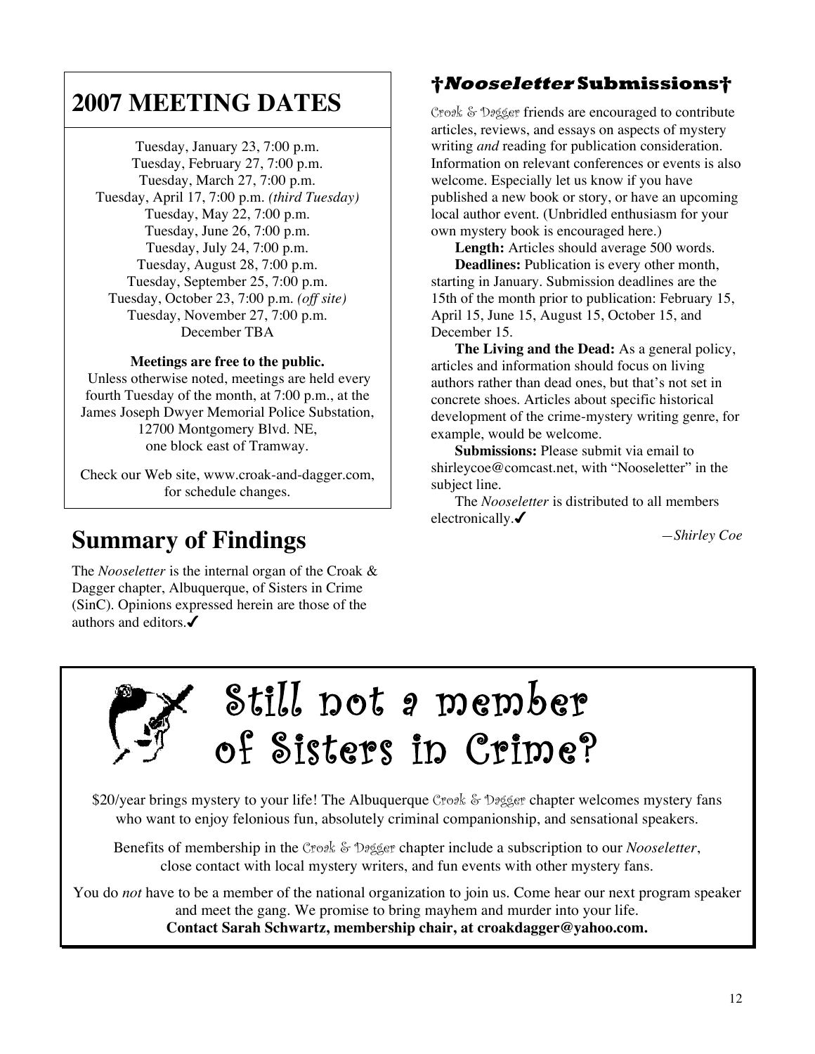## 2007 MEETING DATES

Tuesday, January 23, 7:00 p.m.
Tuesday, February 27, 7:00 p.m.
Tuesday, March 27, 7:00 p.m.
Tuesday, April 17, 7:00 p.m. *(third Tuesday)*
Tuesday, May 22, 7:00 p.m.
Tuesday, June 26, 7:00 p.m.
Tuesday, July 24, 7:00 p.m.
Tuesday, August 28, 7:00 p.m.
Tuesday, September 25, 7:00 p.m.
Tuesday, October 23, 7:00 p.m. *(off site)*
Tuesday, November 27, 7:00 p.m.
December TBA

**Meetings are free to the public.**
Unless otherwise noted, meetings are held every fourth Tuesday of the month, at 7:00 p.m., at the James Joseph Dwyer Memorial Police Substation, 12700 Montgomery Blvd. NE, one block east of Tramway.

Check our Web site, www.croak-and-dagger.com, for schedule changes.

## Summary of Findings

The *Nooseletter* is the internal organ of the Croak & Dagger chapter, Albuquerque, of Sisters in Crime (SinC). Opinions expressed herein are those of the authors and editors.✓

### †*Nooseletter* Submissions†

Croak & Dagger friends are encouraged to contribute articles, reviews, and essays on aspects of mystery writing *and* reading for publication consideration. Information on relevant conferences or events is also welcome. Especially let us know if you have published a new book or story, or have an upcoming local author event. (Unbridled enthusiasm for your own mystery book is encouraged here.)

**Length:** Articles should average 500 words.

**Deadlines:** Publication is every other month, starting in January. Submission deadlines are the 15th of the month prior to publication: February 15, April 15, June 15, August 15, October 15, and December 15.

**The Living and the Dead:** As a general policy, articles and information should focus on living authors rather than dead ones, but that's not set in concrete shoes. Articles about specific historical development of the crime-mystery writing genre, for example, would be welcome.

**Submissions:** Please submit via email to shirleycoe@comcast.net, with "Nooseletter" in the subject line.

The *Nooseletter* is distributed to all members electronically.✓

*—Shirley Coe*

## Still not a member of Sisters in Crime?

$20/year brings mystery to your life! The Albuquerque Croak & Dagger chapter welcomes mystery fans who want to enjoy felonious fun, absolutely criminal companionship, and sensational speakers.

Benefits of membership in the Croak & Dagger chapter include a subscription to our *Nooseletter*, close contact with local mystery writers, and fun events with other mystery fans.

You do *not* have to be a member of the national organization to join us. Come hear our next program speaker and meet the gang. We promise to bring mayhem and murder into your life.
**Contact Sarah Schwartz, membership chair, at croakdagger@yahoo.com.**